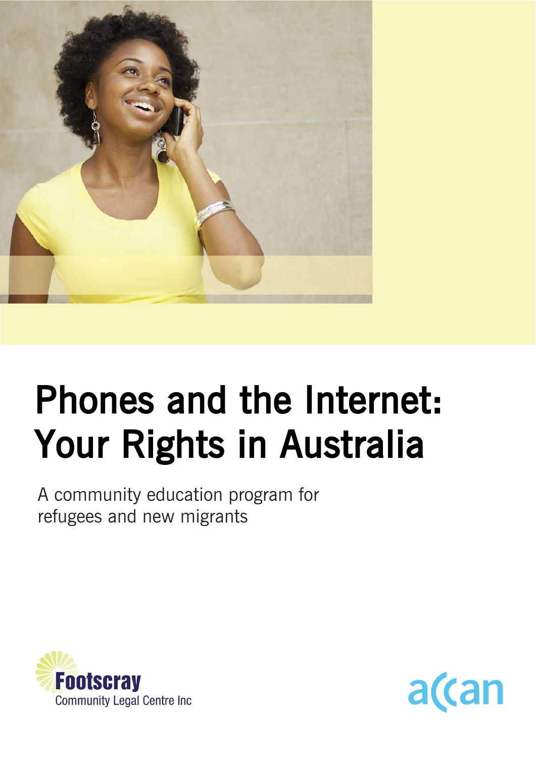# Phones and the Internet: Your Rights in Australia

A community education program for refugees and new migrants

Footscray Community Legal Centre Inc

accan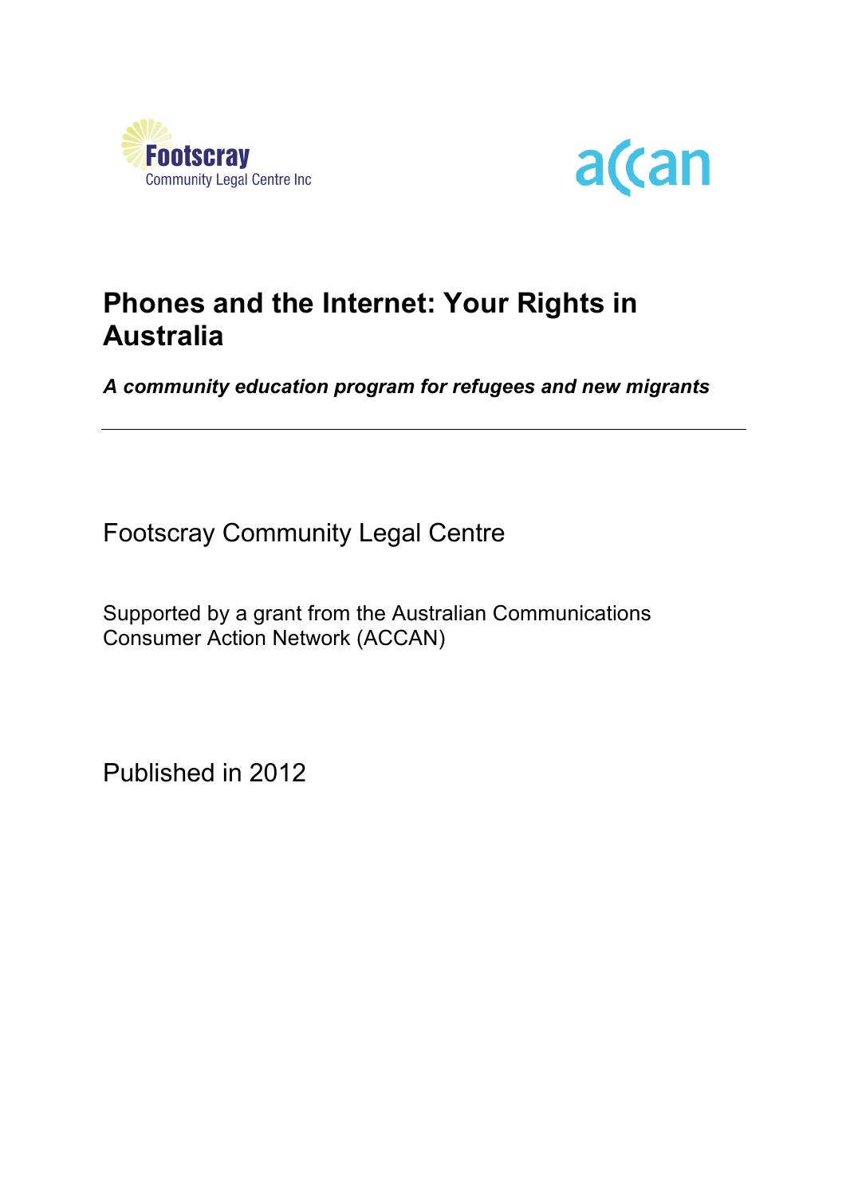Footscray Community Legal Centre Inc

accan

# Phones and the Internet: Your Rights in Australia

***A community education program for refugees and new migrants***

---

Footscray Community Legal Centre

Supported by a grant from the Australian Communications Consumer Action Network (ACCAN)

Published in 2012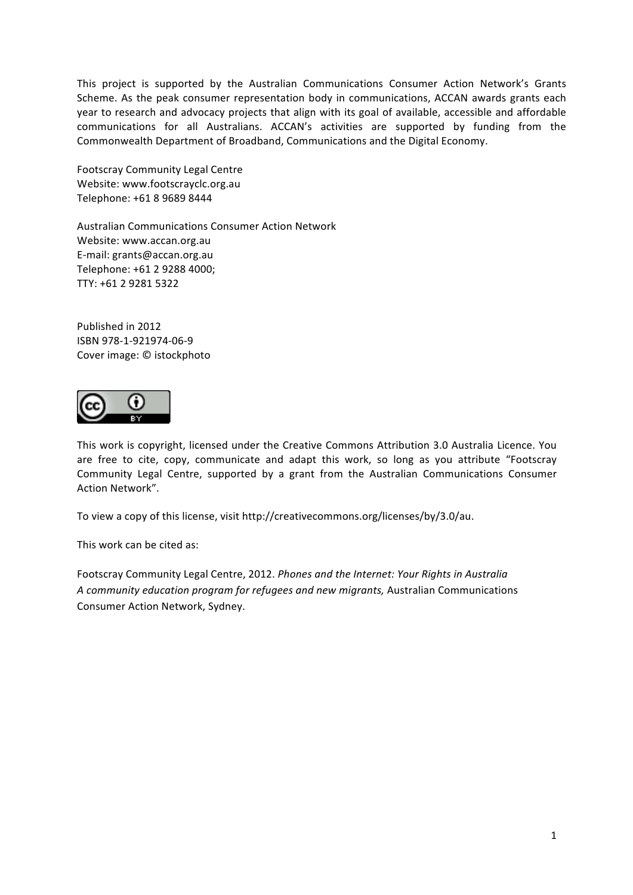This project is supported by the Australian Communications Consumer Action Network's Grants Scheme. As the peak consumer representation body in communications, ACCAN awards grants each year to research and advocacy projects that align with its goal of available, accessible and affordable communications for all Australians. ACCAN's activities are supported by funding from the Commonwealth Department of Broadband, Communications and the Digital Economy.

Footscray Community Legal Centre
Website: www.footscrayclc.org.au
Telephone: +61 8 9689 8444

Australian Communications Consumer Action Network
Website: www.accan.org.au
E-mail: grants@accan.org.au
Telephone: +61 2 9288 4000;
TTY: +61 2 9281 5322

Published in 2012
ISBN 978-1-921974-06-9
Cover image: © istockphoto

This work is copyright, licensed under the Creative Commons Attribution 3.0 Australia Licence. You are free to cite, copy, communicate and adapt this work, so long as you attribute "Footscray Community Legal Centre, supported by a grant from the Australian Communications Consumer Action Network".

To view a copy of this license, visit http://creativecommons.org/licenses/by/3.0/au.

This work can be cited as:

Footscray Community Legal Centre, 2012. *Phones and the Internet: Your Rights in Australia A community education program for refugees and new migrants,* Australian Communications Consumer Action Network, Sydney.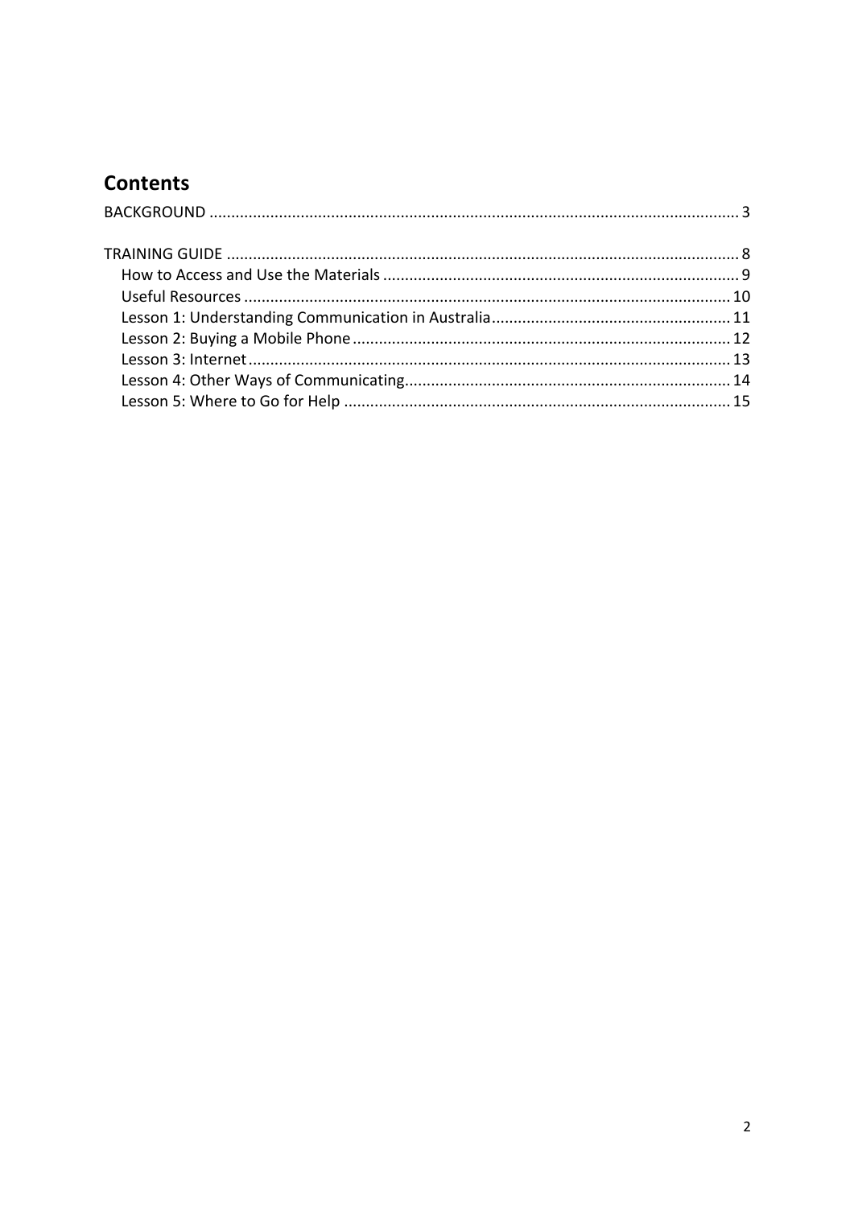## Contents

BACKGROUND ........................................................................................................................ 3

TRAINING GUIDE .................................................................................................................... 8
- How to Access and Use the Materials ................................................................................ 9
- Useful Resources .............................................................................................................. 10
- Lesson 1: Understanding Communication in Australia...................................................... 11
- Lesson 2: Buying a Mobile Phone...................................................................................... 12
- Lesson 3: Internet............................................................................................................. 13
- Lesson 4: Other Ways of Communicating.......................................................................... 14
- Lesson 5: Where to Go for Help ........................................................................................ 15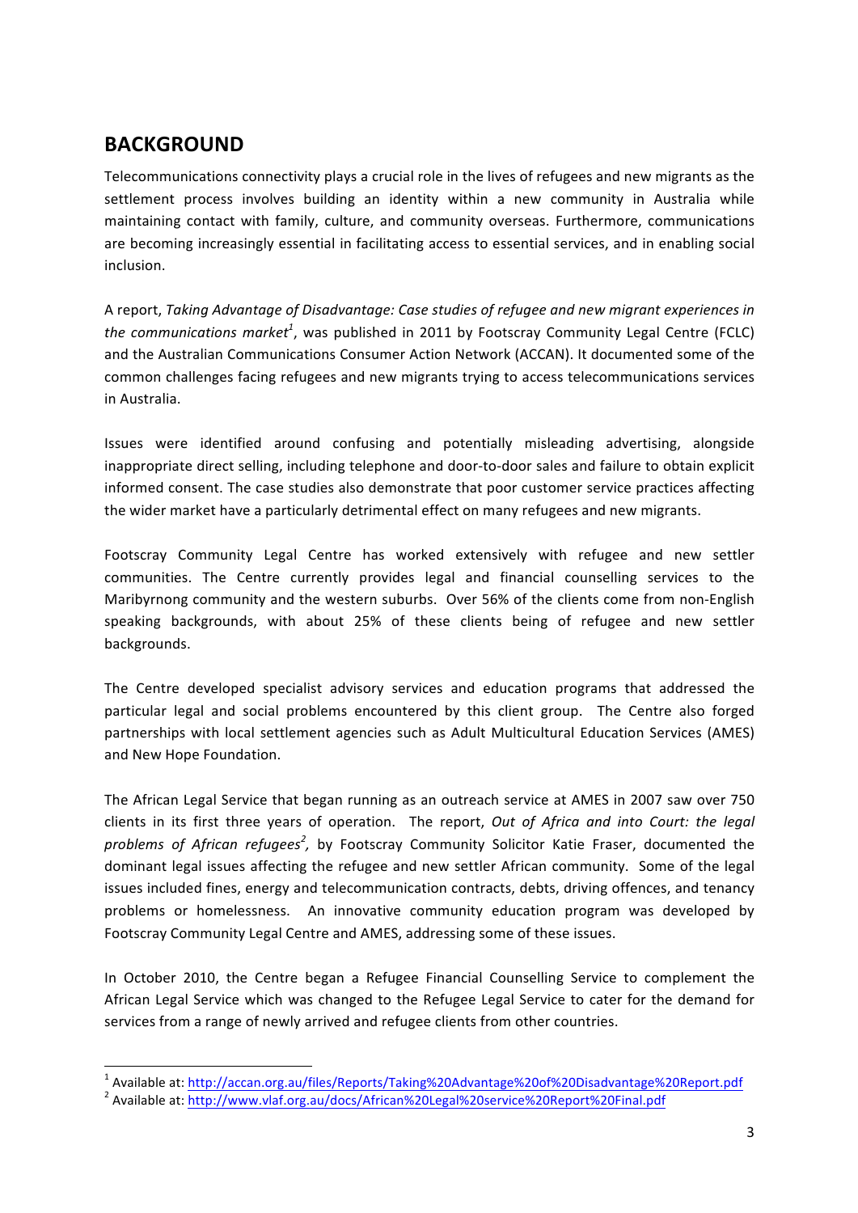## BACKGROUND

Telecommunications connectivity plays a crucial role in the lives of refugees and new migrants as the settlement process involves building an identity within a new community in Australia while maintaining contact with family, culture, and community overseas. Furthermore, communications are becoming increasingly essential in facilitating access to essential services, and in enabling social inclusion.

A report, *Taking Advantage of Disadvantage: Case studies of refugee and new migrant experiences in the communications market*[1], was published in 2011 by Footscray Community Legal Centre (FCLC) and the Australian Communications Consumer Action Network (ACCAN). It documented some of the common challenges facing refugees and new migrants trying to access telecommunications services in Australia.

Issues were identified around confusing and potentially misleading advertising, alongside inappropriate direct selling, including telephone and door-to-door sales and failure to obtain explicit informed consent. The case studies also demonstrate that poor customer service practices affecting the wider market have a particularly detrimental effect on many refugees and new migrants.

Footscray Community Legal Centre has worked extensively with refugee and new settler communities. The Centre currently provides legal and financial counselling services to the Maribyrnong community and the western suburbs. Over 56% of the clients come from non-English speaking backgrounds, with about 25% of these clients being of refugee and new settler backgrounds.

The Centre developed specialist advisory services and education programs that addressed the particular legal and social problems encountered by this client group. The Centre also forged partnerships with local settlement agencies such as Adult Multicultural Education Services (AMES) and New Hope Foundation.

The African Legal Service that began running as an outreach service at AMES in 2007 saw over 750 clients in its first three years of operation. The report, *Out of Africa and into Court: the legal problems of African refugees*[2], by Footscray Community Solicitor Katie Fraser, documented the dominant legal issues affecting the refugee and new settler African community. Some of the legal issues included fines, energy and telecommunication contracts, debts, driving offences, and tenancy problems or homelessness. An innovative community education program was developed by Footscray Community Legal Centre and AMES, addressing some of these issues.

In October 2010, the Centre began a Refugee Financial Counselling Service to complement the African Legal Service which was changed to the Refugee Legal Service to cater for the demand for services from a range of newly arrived and refugee clients from other countries.

---

[1] Available at: http://accan.org.au/files/Reports/Taking%20Advantage%20of%20Disadvantage%20Report.pdf

[2] Available at: http://www.vlaf.org.au/docs/African%20Legal%20service%20Report%20Final.pdf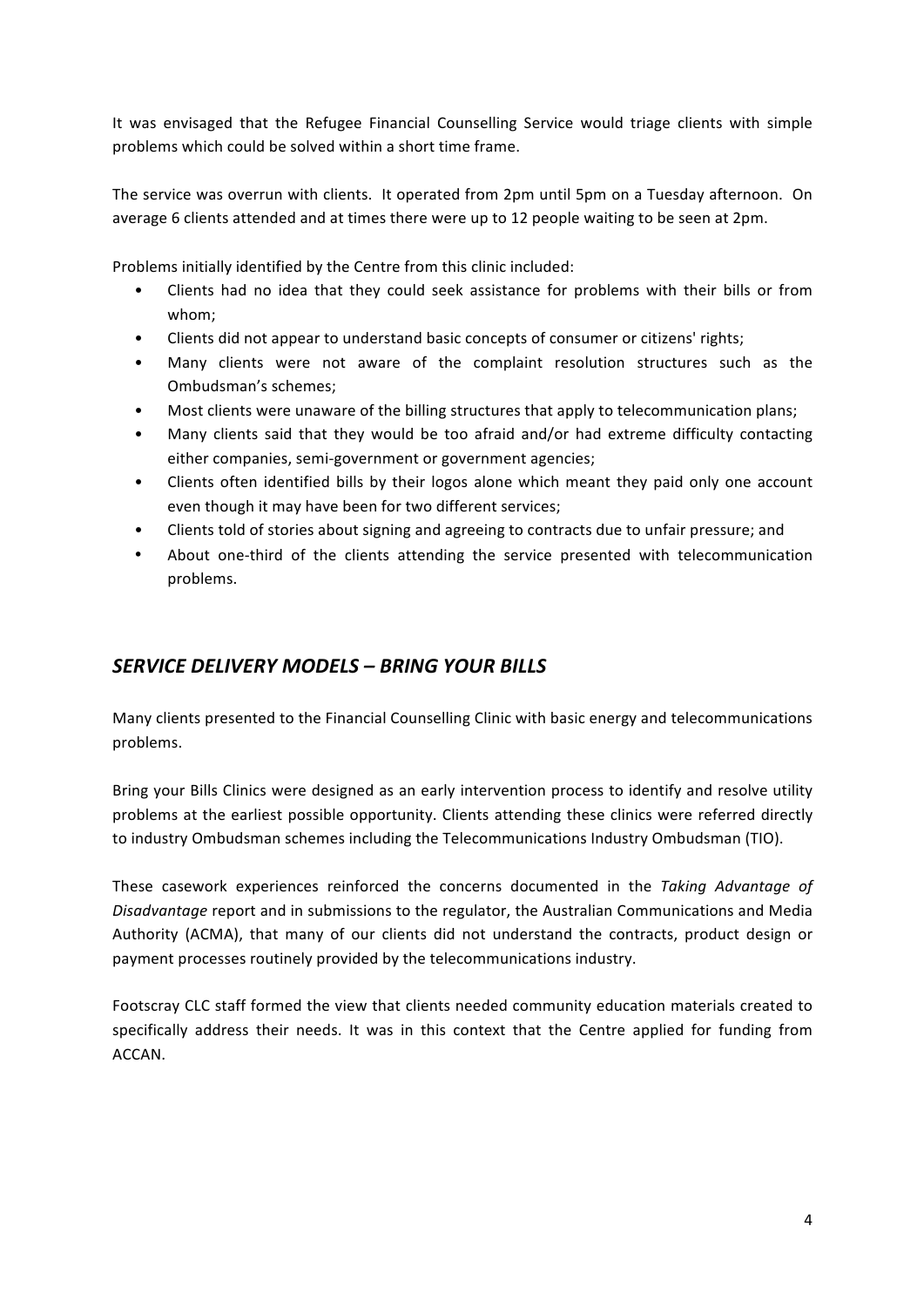It was envisaged that the Refugee Financial Counselling Service would triage clients with simple problems which could be solved within a short time frame.

The service was overrun with clients. It operated from 2pm until 5pm on a Tuesday afternoon. On average 6 clients attended and at times there were up to 12 people waiting to be seen at 2pm.

Problems initially identified by the Centre from this clinic included:

- Clients had no idea that they could seek assistance for problems with their bills or from whom;
- Clients did not appear to understand basic concepts of consumer or citizens' rights;
- Many clients were not aware of the complaint resolution structures such as the Ombudsman's schemes;
- Most clients were unaware of the billing structures that apply to telecommunication plans;
- Many clients said that they would be too afraid and/or had extreme difficulty contacting either companies, semi-government or government agencies;
- Clients often identified bills by their logos alone which meant they paid only one account even though it may have been for two different services;
- Clients told of stories about signing and agreeing to contracts due to unfair pressure; and
- About one-third of the clients attending the service presented with telecommunication problems.

## *SERVICE DELIVERY MODELS – BRING YOUR BILLS*

Many clients presented to the Financial Counselling Clinic with basic energy and telecommunications problems.

Bring your Bills Clinics were designed as an early intervention process to identify and resolve utility problems at the earliest possible opportunity. Clients attending these clinics were referred directly to industry Ombudsman schemes including the Telecommunications Industry Ombudsman (TIO).

These casework experiences reinforced the concerns documented in the *Taking Advantage of Disadvantage* report and in submissions to the regulator, the Australian Communications and Media Authority (ACMA), that many of our clients did not understand the contracts, product design or payment processes routinely provided by the telecommunications industry.

Footscray CLC staff formed the view that clients needed community education materials created to specifically address their needs. It was in this context that the Centre applied for funding from ACCAN.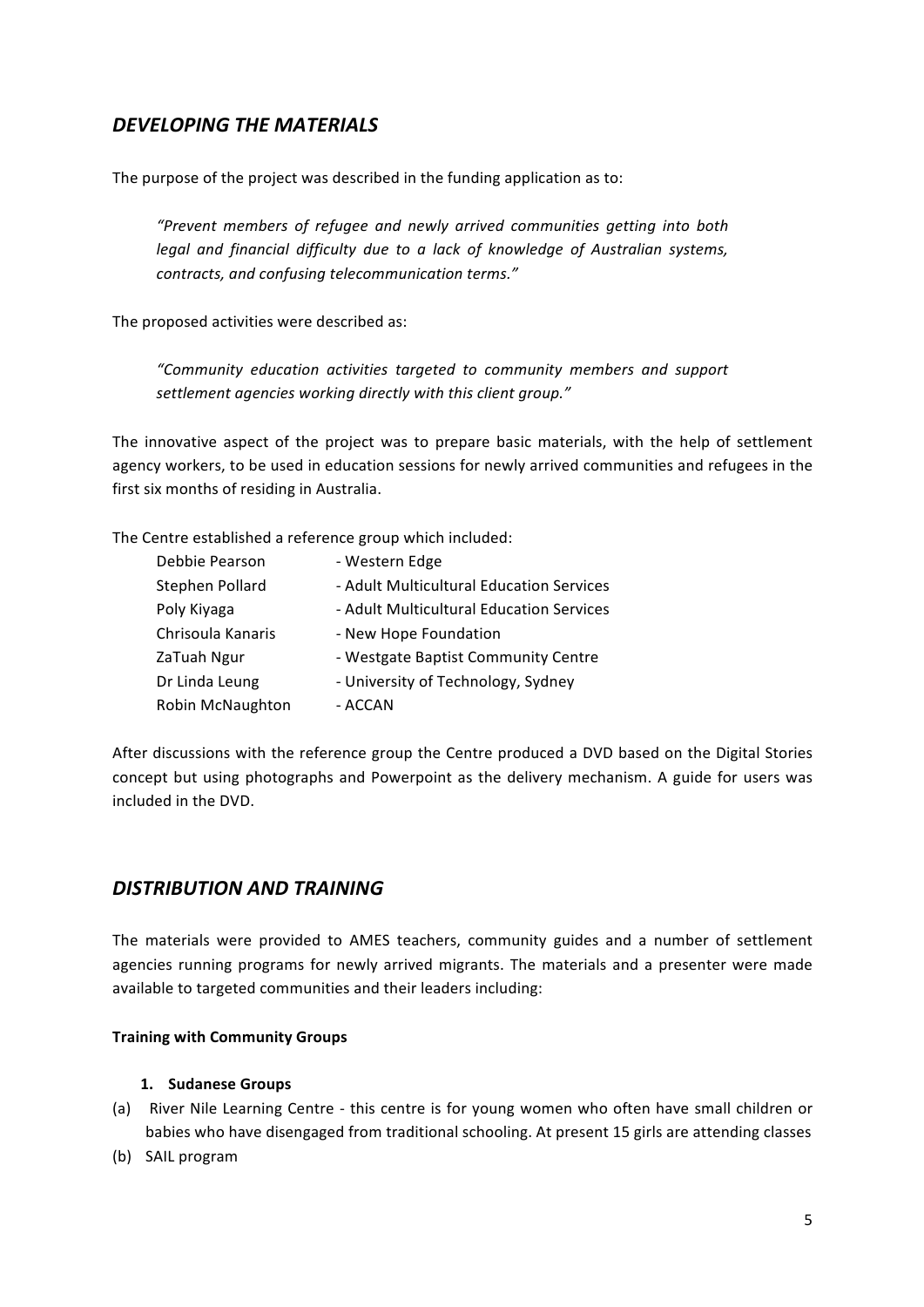## *DEVELOPING THE MATERIALS*

The purpose of the project was described in the funding application as to:

> *"Prevent members of refugee and newly arrived communities getting into both legal and financial difficulty due to a lack of knowledge of Australian systems, contracts, and confusing telecommunication terms."*

The proposed activities were described as:

> *"Community education activities targeted to community members and support settlement agencies working directly with this client group."*

The innovative aspect of the project was to prepare basic materials, with the help of settlement agency workers, to be used in education sessions for newly arrived communities and refugees in the first six months of residing in Australia.

The Centre established a reference group which included:

| | |
|---|---|
| Debbie Pearson | - Western Edge |
| Stephen Pollard | - Adult Multicultural Education Services |
| Poly Kiyaga | - Adult Multicultural Education Services |
| Chrisoula Kanaris | - New Hope Foundation |
| ZaTuah Ngur | - Westgate Baptist Community Centre |
| Dr Linda Leung | - University of Technology, Sydney |
| Robin McNaughton | - ACCAN |

After discussions with the reference group the Centre produced a DVD based on the Digital Stories concept but using photographs and Powerpoint as the delivery mechanism. A guide for users was included in the DVD.

## *DISTRIBUTION AND TRAINING*

The materials were provided to AMES teachers, community guides and a number of settlement agencies running programs for newly arrived migrants. The materials and a presenter were made available to targeted communities and their leaders including:

**Training with Community Groups**

1. **Sudanese Groups**

(a) River Nile Learning Centre - this centre is for young women who often have small children or babies who have disengaged from traditional schooling. At present 15 girls are attending classes

(b) SAIL program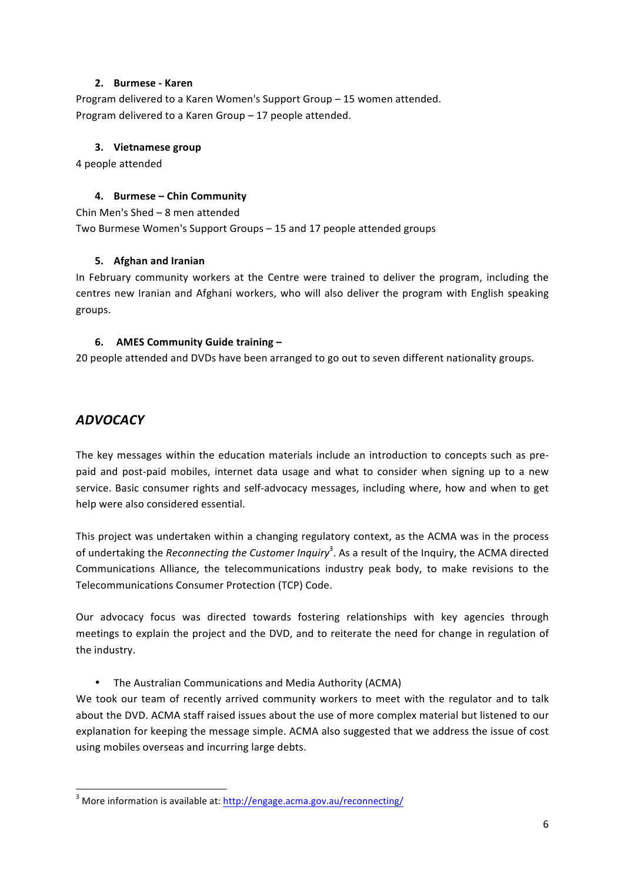2. **Burmese - Karen**

Program delivered to a Karen Women's Support Group – 15 women attended.
Program delivered to a Karen Group – 17 people attended.

3. **Vietnamese group**

4 people attended

4. **Burmese – Chin Community**

Chin Men's Shed – 8 men attended
Two Burmese Women's Support Groups – 15 and 17 people attended groups

5. **Afghan and Iranian**

In February community workers at the Centre were trained to deliver the program, including the centres new Iranian and Afghani workers, who will also deliver the program with English speaking groups.

6. **AMES Community Guide training –**

20 people attended and DVDs have been arranged to go out to seven different nationality groups.

## *ADVOCACY*

The key messages within the education materials include an introduction to concepts such as pre-paid and post-paid mobiles, internet data usage and what to consider when signing up to a new service. Basic consumer rights and self-advocacy messages, including where, how and when to get help were also considered essential.

This project was undertaken within a changing regulatory context, as the ACMA was in the process of undertaking the *Reconnecting the Customer Inquiry*[3]. As a result of the Inquiry, the ACMA directed Communications Alliance, the telecommunications industry peak body, to make revisions to the Telecommunications Consumer Protection (TCP) Code.

Our advocacy focus was directed towards fostering relationships with key agencies through meetings to explain the project and the DVD, and to reiterate the need for change in regulation of the industry.

- The Australian Communications and Media Authority (ACMA)

We took our team of recently arrived community workers to meet with the regulator and to talk about the DVD. ACMA staff raised issues about the use of more complex material but listened to our explanation for keeping the message simple. ACMA also suggested that we address the issue of cost using mobiles overseas and incurring large debts.

[3] More information is available at: http://engage.acma.gov.au/reconnecting/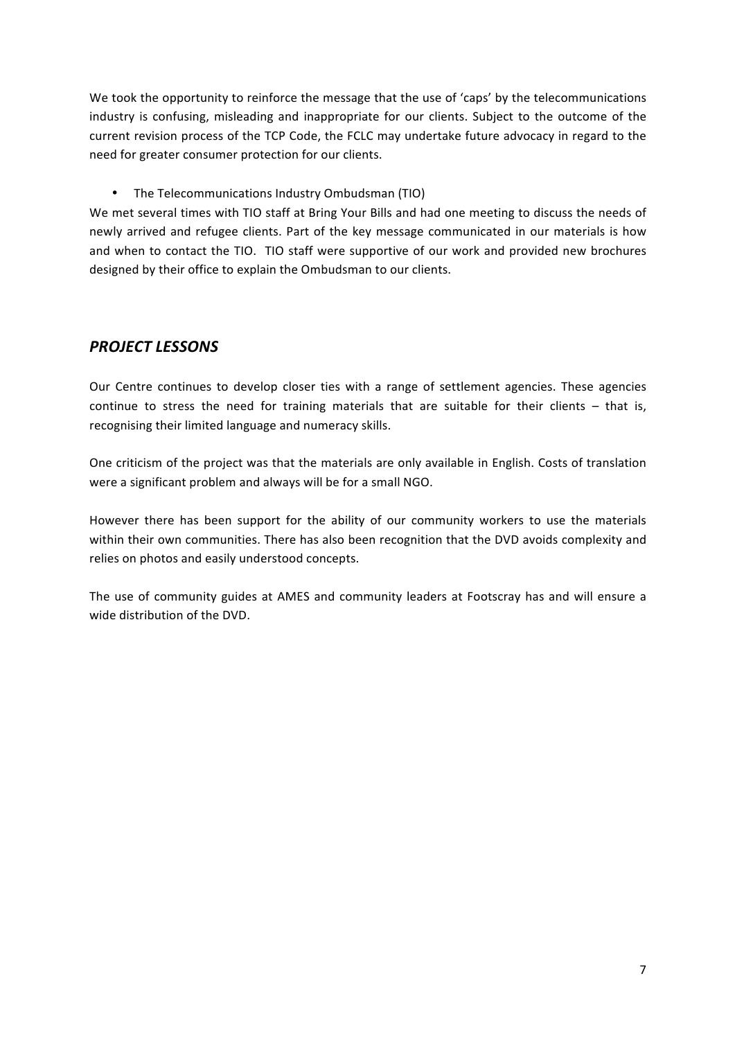We took the opportunity to reinforce the message that the use of 'caps' by the telecommunications industry is confusing, misleading and inappropriate for our clients. Subject to the outcome of the current revision process of the TCP Code, the FCLC may undertake future advocacy in regard to the need for greater consumer protection for our clients.

- The Telecommunications Industry Ombudsman (TIO)

We met several times with TIO staff at Bring Your Bills and had one meeting to discuss the needs of newly arrived and refugee clients. Part of the key message communicated in our materials is how and when to contact the TIO. TIO staff were supportive of our work and provided new brochures designed by their office to explain the Ombudsman to our clients.

## *PROJECT LESSONS*

Our Centre continues to develop closer ties with a range of settlement agencies. These agencies continue to stress the need for training materials that are suitable for their clients – that is, recognising their limited language and numeracy skills.

One criticism of the project was that the materials are only available in English. Costs of translation were a significant problem and always will be for a small NGO.

However there has been support for the ability of our community workers to use the materials within their own communities. There has also been recognition that the DVD avoids complexity and relies on photos and easily understood concepts.

The use of community guides at AMES and community leaders at Footscray has and will ensure a wide distribution of the DVD.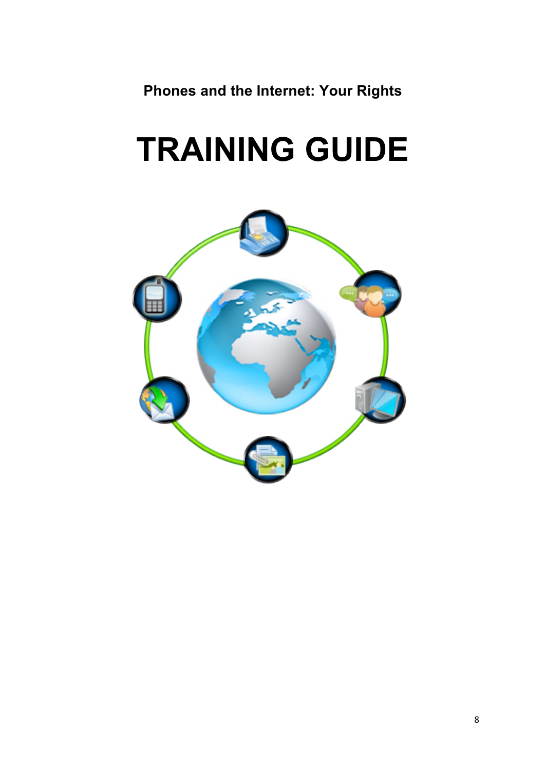**Phones and the Internet: Your Rights**

# TRAINING GUIDE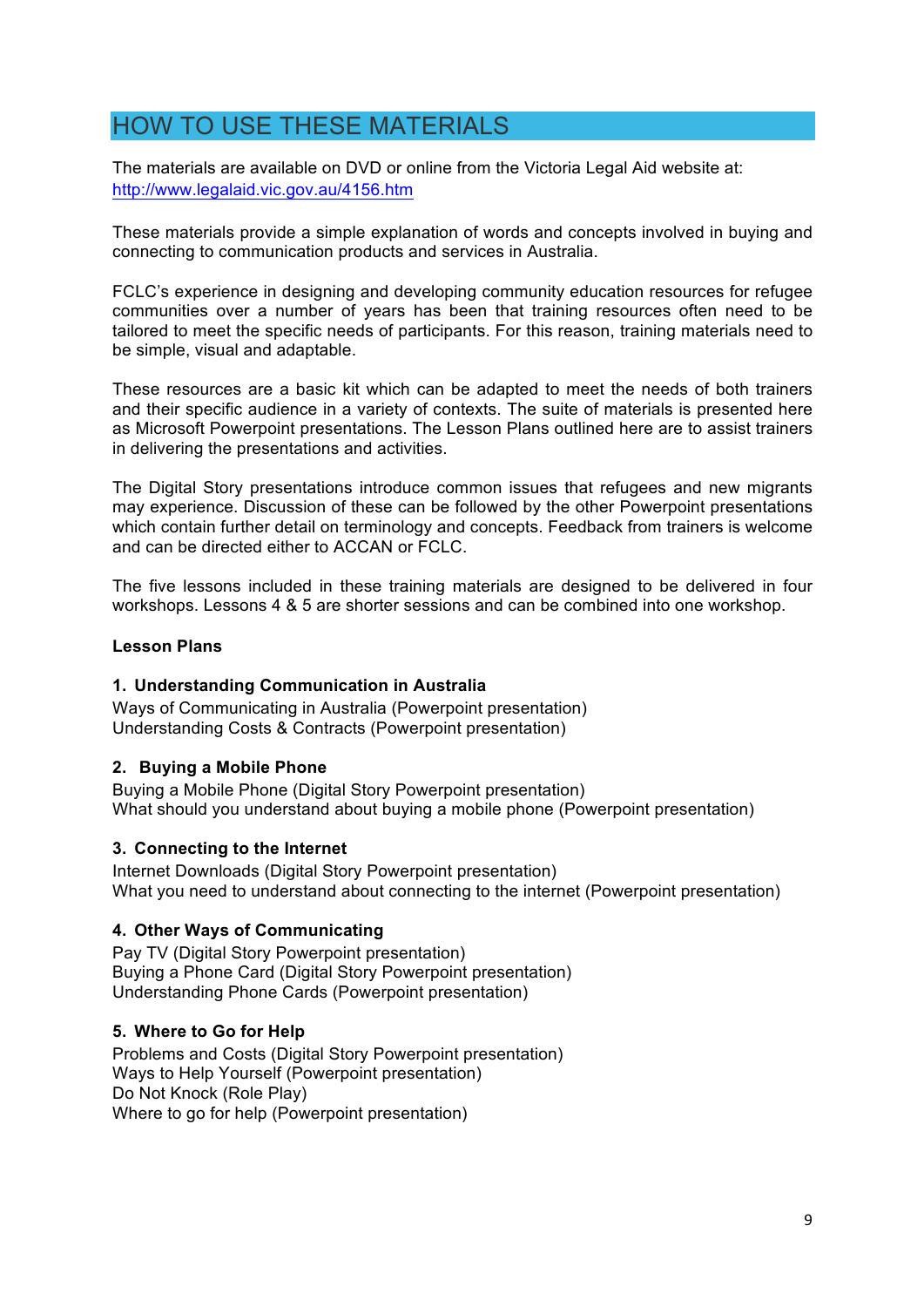# HOW TO USE THESE MATERIALS

The materials are available on DVD or online from the Victoria Legal Aid website at: [http://www.legalaid.vic.gov.au/4156.htm](http://www.legalaid.vic.gov.au/4156.htm)

These materials provide a simple explanation of words and concepts involved in buying and connecting to communication products and services in Australia.

FCLC's experience in designing and developing community education resources for refugee communities over a number of years has been that training resources often need to be tailored to meet the specific needs of participants. For this reason, training materials need to be simple, visual and adaptable.

These resources are a basic kit which can be adapted to meet the needs of both trainers and their specific audience in a variety of contexts. The suite of materials is presented here as Microsoft Powerpoint presentations. The Lesson Plans outlined here are to assist trainers in delivering the presentations and activities.

The Digital Story presentations introduce common issues that refugees and new migrants may experience. Discussion of these can be followed by the other Powerpoint presentations which contain further detail on terminology and concepts. Feedback from trainers is welcome and can be directed either to ACCAN or FCLC.

The five lessons included in these training materials are designed to be delivered in four workshops. Lessons 4 & 5 are shorter sessions and can be combined into one workshop.

**Lesson Plans**

**1. Understanding Communication in Australia**
Ways of Communicating in Australia (Powerpoint presentation)
Understanding Costs & Contracts (Powerpoint presentation)

**2. Buying a Mobile Phone**
Buying a Mobile Phone (Digital Story Powerpoint presentation)
What should you understand about buying a mobile phone (Powerpoint presentation)

**3. Connecting to the Internet**
Internet Downloads (Digital Story Powerpoint presentation)
What you need to understand about connecting to the internet (Powerpoint presentation)

**4. Other Ways of Communicating**
Pay TV (Digital Story Powerpoint presentation)
Buying a Phone Card (Digital Story Powerpoint presentation)
Understanding Phone Cards (Powerpoint presentation)

**5. Where to Go for Help**
Problems and Costs (Digital Story Powerpoint presentation)
Ways to Help Yourself (Powerpoint presentation)
Do Not Knock (Role Play)
Where to go for help (Powerpoint presentation)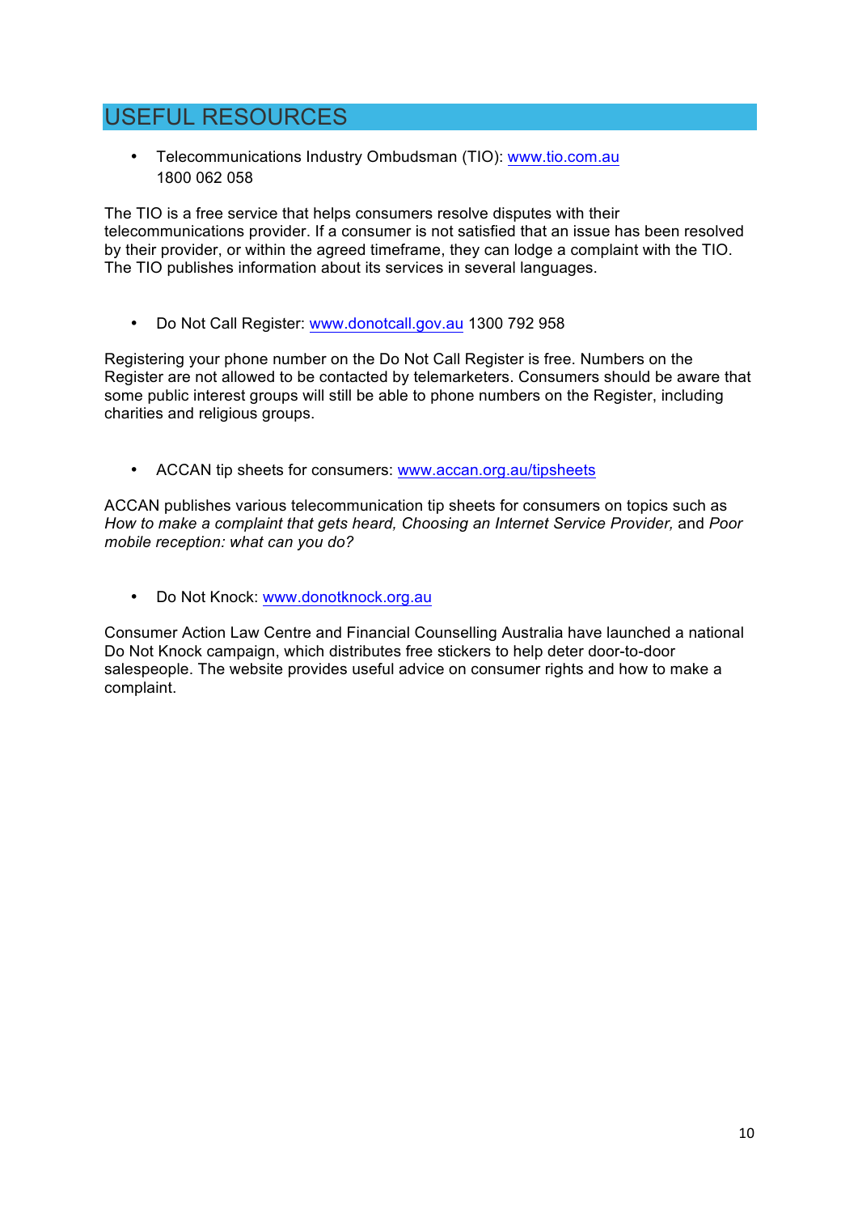## USEFUL RESOURCES

- Telecommunications Industry Ombudsman (TIO): www.tio.com.au  
  1800 062 058

The TIO is a free service that helps consumers resolve disputes with their telecommunications provider. If a consumer is not satisfied that an issue has been resolved by their provider, or within the agreed timeframe, they can lodge a complaint with the TIO. The TIO publishes information about its services in several languages.

- Do Not Call Register: www.donotcall.gov.au 1300 792 958

Registering your phone number on the Do Not Call Register is free. Numbers on the Register are not allowed to be contacted by telemarketers. Consumers should be aware that some public interest groups will still be able to phone numbers on the Register, including charities and religious groups.

- ACCAN tip sheets for consumers: www.accan.org.au/tipsheets

ACCAN publishes various telecommunication tip sheets for consumers on topics such as *How to make a complaint that gets heard, Choosing an Internet Service Provider,* and *Poor mobile reception: what can you do?*

- Do Not Knock: www.donotknock.org.au

Consumer Action Law Centre and Financial Counselling Australia have launched a national Do Not Knock campaign, which distributes free stickers to help deter door-to-door salespeople. The website provides useful advice on consumer rights and how to make a complaint.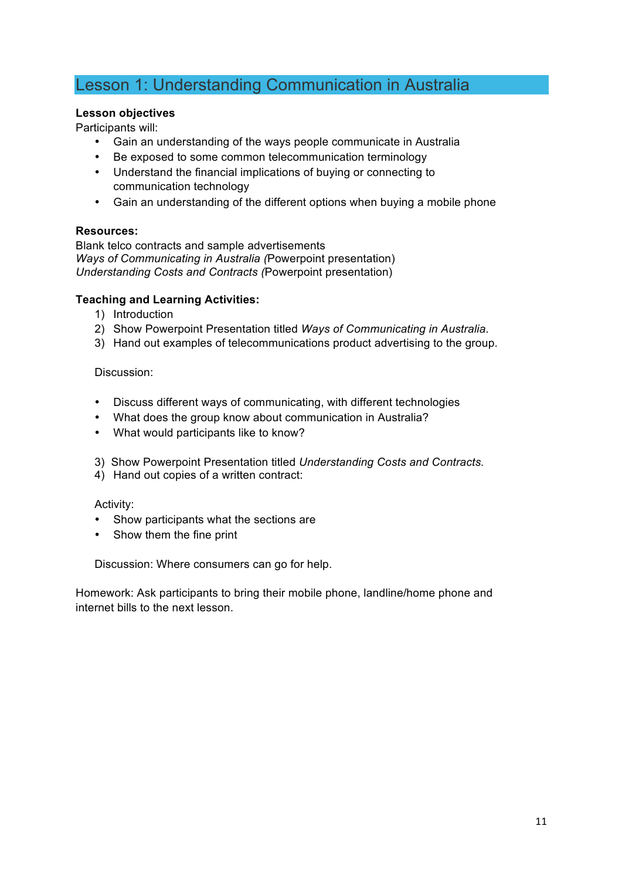## Lesson 1: Understanding Communication in Australia

**Lesson objectives**

Participants will:

- Gain an understanding of the ways people communicate in Australia
- Be exposed to some common telecommunication terminology
- Understand the financial implications of buying or connecting to communication technology
- Gain an understanding of the different options when buying a mobile phone

**Resources:**

Blank telco contracts and sample advertisements
*Ways of Communicating in Australia (*Powerpoint presentation)
*Understanding Costs and Contracts (*Powerpoint presentation)

**Teaching and Learning Activities:**

1) Introduction
2) Show Powerpoint Presentation titled *Ways of Communicating in Australia*.
3) Hand out examples of telecommunications product advertising to the group.

Discussion:

- Discuss different ways of communicating, with different technologies
- What does the group know about communication in Australia?
- What would participants like to know?

3) Show Powerpoint Presentation titled *Understanding Costs and Contracts.*
4) Hand out copies of a written contract:

Activity:

- Show participants what the sections are
- Show them the fine print

Discussion: Where consumers can go for help.

Homework: Ask participants to bring their mobile phone, landline/home phone and internet bills to the next lesson.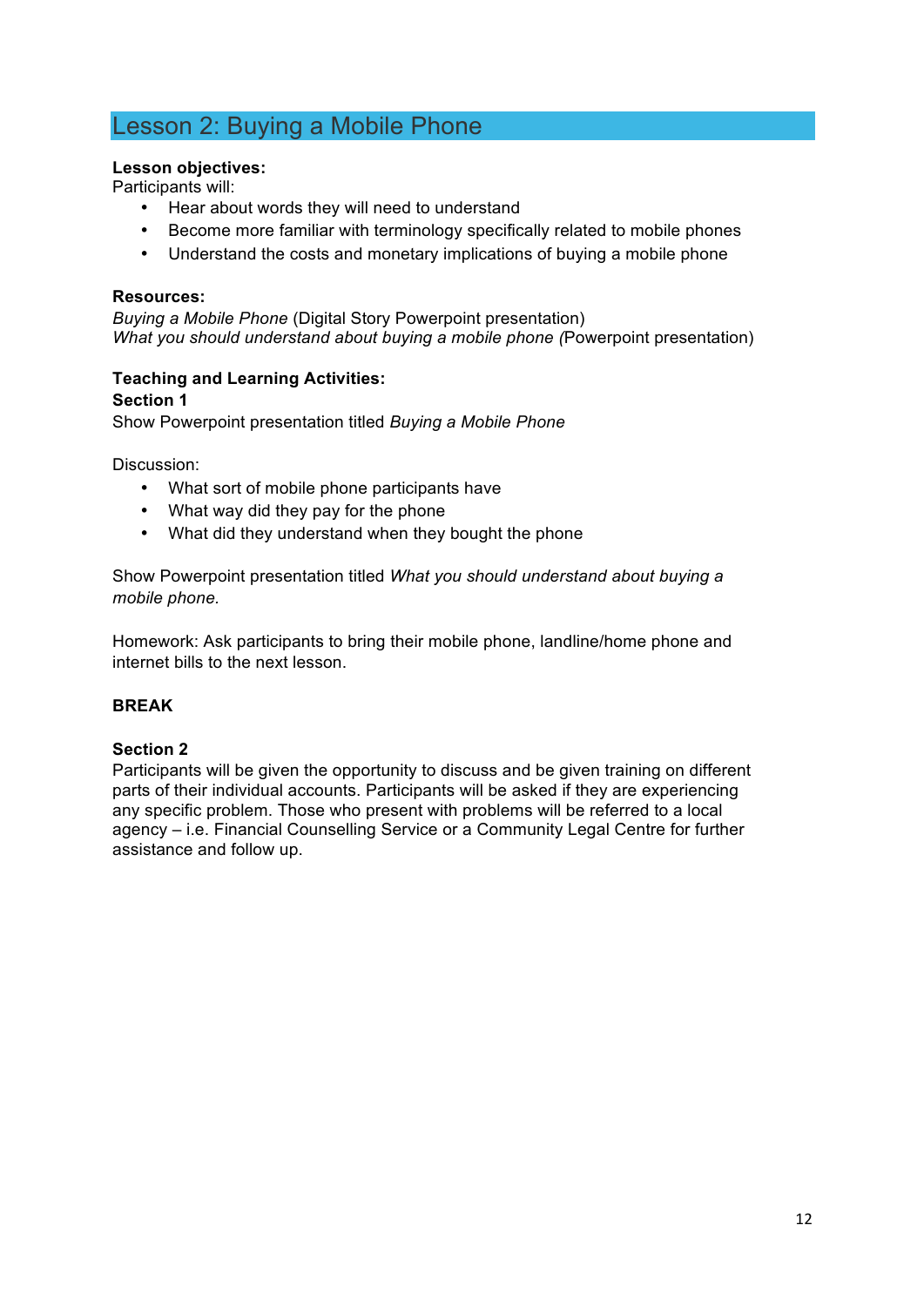## Lesson 2: Buying a Mobile Phone

**Lesson objectives:**
Participants will:

- Hear about words they will need to understand
- Become more familiar with terminology specifically related to mobile phones
- Understand the costs and monetary implications of buying a mobile phone

**Resources:**
*Buying a Mobile Phone* (Digital Story Powerpoint presentation)
*What you should understand about buying a mobile phone (*Powerpoint presentation)

**Teaching and Learning Activities:**
**Section 1**
Show Powerpoint presentation titled *Buying a Mobile Phone*

Discussion:

- What sort of mobile phone participants have
- What way did they pay for the phone
- What did they understand when they bought the phone

Show Powerpoint presentation titled *What you should understand about buying a mobile phone*.

Homework: Ask participants to bring their mobile phone, landline/home phone and internet bills to the next lesson.

**BREAK**

**Section 2**
Participants will be given the opportunity to discuss and be given training on different parts of their individual accounts. Participants will be asked if they are experiencing any specific problem. Those who present with problems will be referred to a local agency – i.e. Financial Counselling Service or a Community Legal Centre for further assistance and follow up.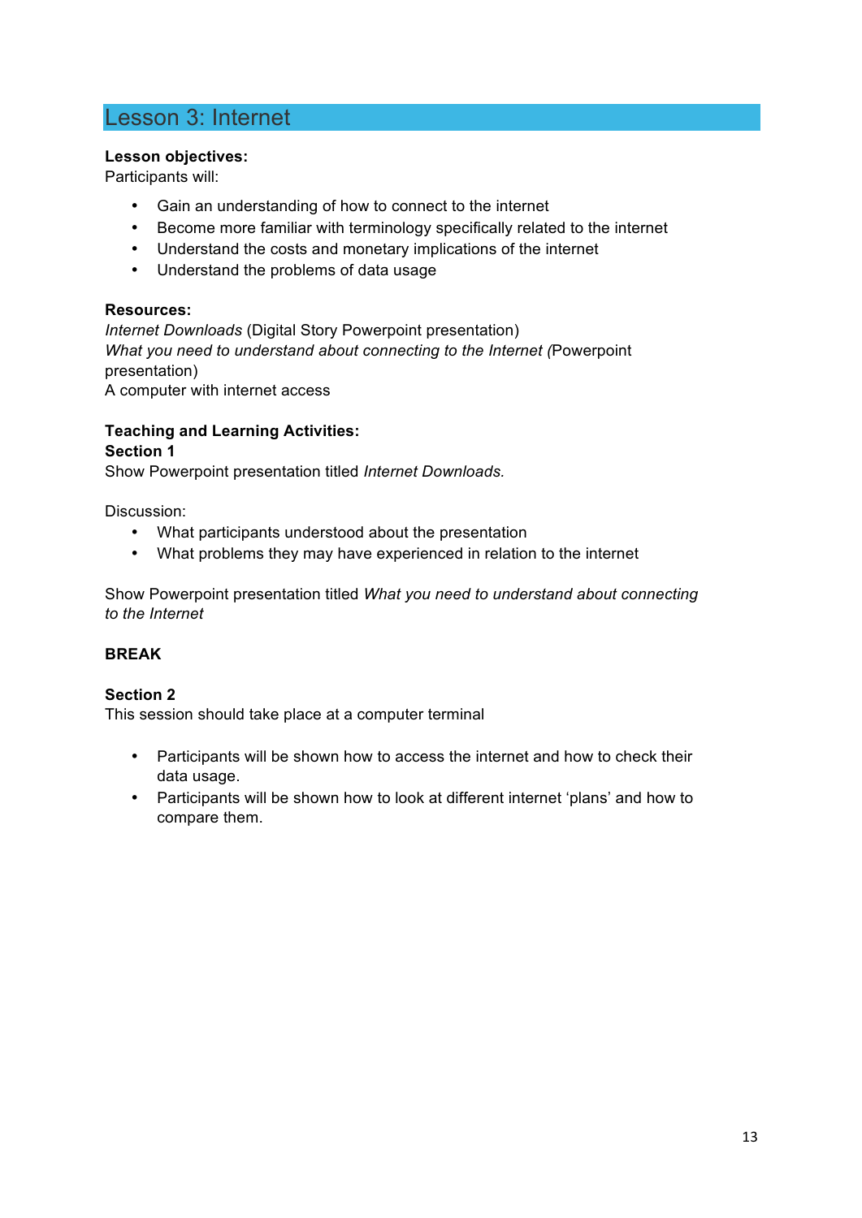## Lesson 3: Internet

**Lesson objectives:**
Participants will:

- Gain an understanding of how to connect to the internet
- Become more familiar with terminology specifically related to the internet
- Understand the costs and monetary implications of the internet
- Understand the problems of data usage

**Resources:**
*Internet Downloads* (Digital Story Powerpoint presentation)
*What you need to understand about connecting to the Internet (*Powerpoint presentation)
A computer with internet access

**Teaching and Learning Activities:**
**Section 1**
Show Powerpoint presentation titled *Internet Downloads.*

Discussion:

- What participants understood about the presentation
- What problems they may have experienced in relation to the internet

Show Powerpoint presentation titled *What you need to understand about connecting to the Internet*

**BREAK**

**Section 2**
This session should take place at a computer terminal

- Participants will be shown how to access the internet and how to check their data usage.
- Participants will be shown how to look at different internet 'plans' and how to compare them.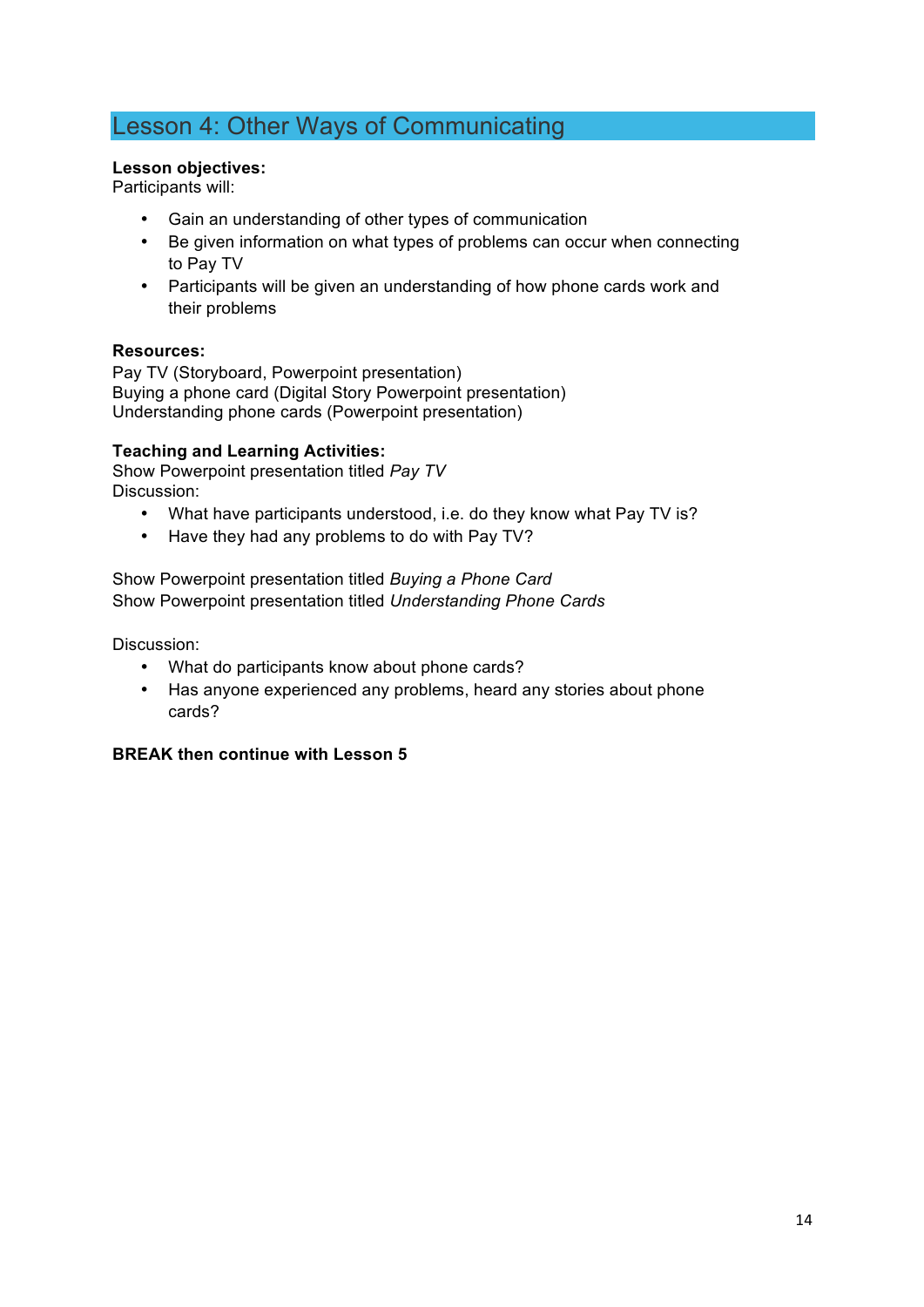# Lesson 4: Other Ways of Communicating

**Lesson objectives:**
Participants will:

- Gain an understanding of other types of communication
- Be given information on what types of problems can occur when connecting to Pay TV
- Participants will be given an understanding of how phone cards work and their problems

**Resources:**
Pay TV (Storyboard, Powerpoint presentation)
Buying a phone card (Digital Story Powerpoint presentation)
Understanding phone cards (Powerpoint presentation)

**Teaching and Learning Activities:**
Show Powerpoint presentation titled *Pay TV*
Discussion:

- What have participants understood, i.e. do they know what Pay TV is?
- Have they had any problems to do with Pay TV?

Show Powerpoint presentation titled *Buying a Phone Card*
Show Powerpoint presentation titled *Understanding Phone Cards*

Discussion:

- What do participants know about phone cards?
- Has anyone experienced any problems, heard any stories about phone cards?

**BREAK then continue with Lesson 5**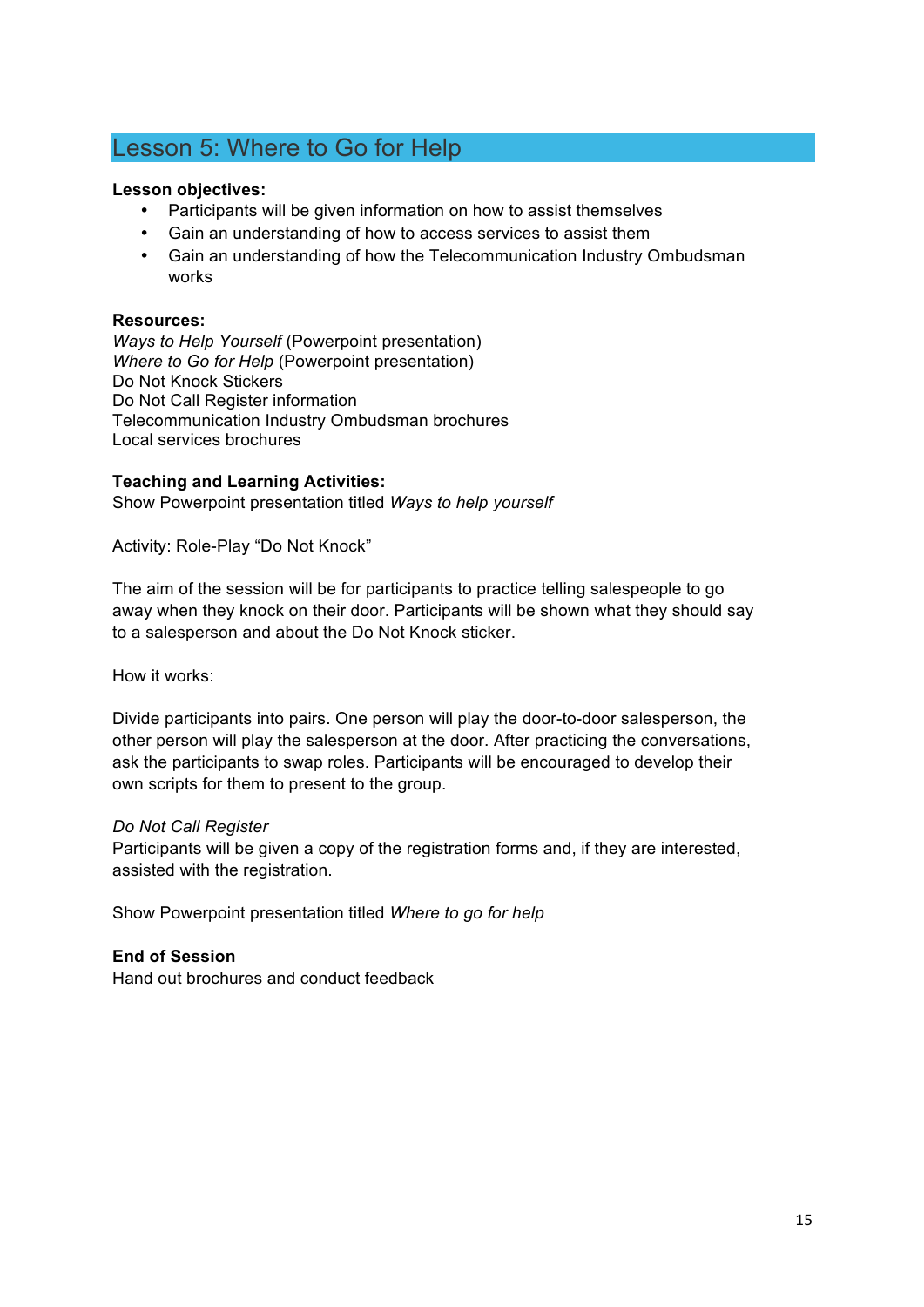## Lesson 5: Where to Go for Help

**Lesson objectives:**

- Participants will be given information on how to assist themselves
- Gain an understanding of how to access services to assist them
- Gain an understanding of how the Telecommunication Industry Ombudsman works

**Resources:**

*Ways to Help Yourself* (Powerpoint presentation)
*Where to Go for Help* (Powerpoint presentation)
Do Not Knock Stickers
Do Not Call Register information
Telecommunication Industry Ombudsman brochures
Local services brochures

**Teaching and Learning Activities:**

Show Powerpoint presentation titled *Ways to help yourself*

Activity: Role-Play "Do Not Knock"

The aim of the session will be for participants to practice telling salespeople to go away when they knock on their door. Participants will be shown what they should say to a salesperson and about the Do Not Knock sticker.

How it works:

Divide participants into pairs. One person will play the door-to-door salesperson, the other person will play the salesperson at the door. After practicing the conversations, ask the participants to swap roles. Participants will be encouraged to develop their own scripts for them to present to the group.

*Do Not Call Register*

Participants will be given a copy of the registration forms and, if they are interested, assisted with the registration.

Show Powerpoint presentation titled *Where to go for help*

**End of Session**

Hand out brochures and conduct feedback